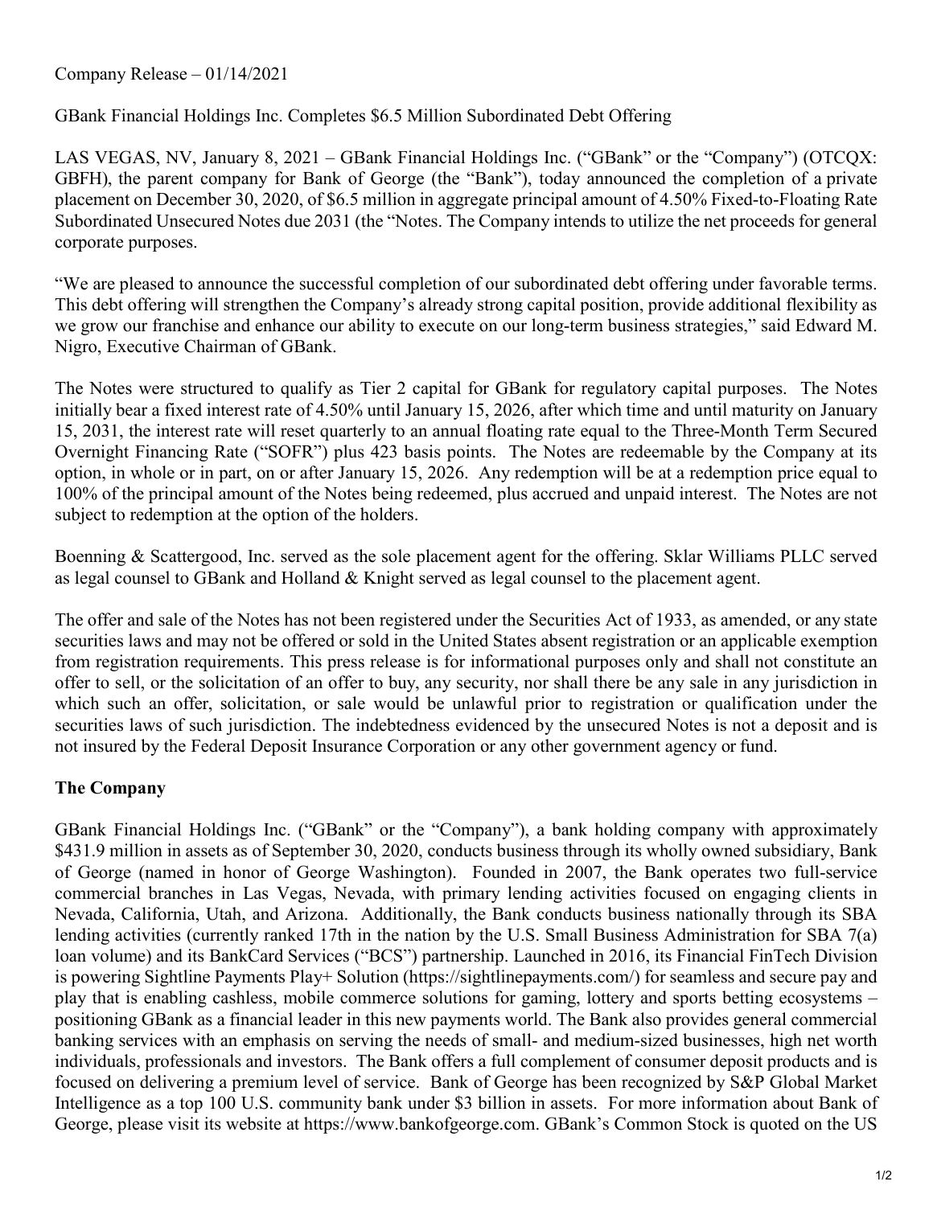Company Release – 01/14/2021

GBank Financial Holdings Inc. Completes $6.5 Million Subordinated Debt Offering

LAS VEGAS, NV, January 8, 2021 – GBank Financial Holdings Inc. ("GBank" or the "Company") (OTCQX: GBFH), the parent company for Bank of George (the "Bank"), today announced the completion of a private placement on December 30, 2020, of $6.5 million in aggregate principal amount of 4.50% Fixed-to-Floating Rate Subordinated Unsecured Notes due 2031 (the "Notes. The Company intends to utilize the net proceeds for general corporate purposes.

"We are pleased to announce the successful completion of our subordinated debt offering under favorable terms. This debt offering will strengthen the Company's already strong capital position, provide additional flexibility as we grow our franchise and enhance our ability to execute on our long-term business strategies," said Edward M. Nigro, Executive Chairman of GBank.

The Notes were structured to qualify as Tier 2 capital for GBank for regulatory capital purposes. The Notes initially bear a fixed interest rate of 4.50% until January 15, 2026, after which time and until maturity on January 15, 2031, the interest rate will reset quarterly to an annual floating rate equal to the Three-Month Term Secured Overnight Financing Rate ("SOFR") plus 423 basis points. The Notes are redeemable by the Company at its option, in whole or in part, on or after January 15, 2026. Any redemption will be at a redemption price equal to 100% of the principal amount of the Notes being redeemed, plus accrued and unpaid interest. The Notes are not subject to redemption at the option of the holders.

Boenning & Scattergood, Inc. served as the sole placement agent for the offering. Sklar Williams PLLC served as legal counsel to GBank and Holland & Knight served as legal counsel to the placement agent.

The offer and sale of the Notes has not been registered under the Securities Act of 1933, as amended, or any state securities laws and may not be offered or sold in the United States absent registration or an applicable exemption from registration requirements. This press release is for informational purposes only and shall not constitute an offer to sell, or the solicitation of an offer to buy, any security, nor shall there be any sale in any jurisdiction in which such an offer, solicitation, or sale would be unlawful prior to registration or qualification under the securities laws of such jurisdiction. The indebtedness evidenced by the unsecured Notes is not a deposit and is not insured by the Federal Deposit Insurance Corporation or any other government agency or fund.

**The Company**

GBank Financial Holdings Inc. ("GBank" or the "Company"), a bank holding company with approximately $431.9 million in assets as of September 30, 2020, conducts business through its wholly owned subsidiary, Bank of George (named in honor of George Washington). Founded in 2007, the Bank operates two full-service commercial branches in Las Vegas, Nevada, with primary lending activities focused on engaging clients in Nevada, California, Utah, and Arizona. Additionally, the Bank conducts business nationally through its SBA lending activities (currently ranked 17th in the nation by the U.S. Small Business Administration for SBA 7(a) loan volume) and its BankCard Services ("BCS") partnership. Launched in 2016, its Financial FinTech Division is powering Sightline Payments Play+ Solution (https://sightlinepayments.com/) for seamless and secure pay and play that is enabling cashless, mobile commerce solutions for gaming, lottery and sports betting ecosystems – positioning GBank as a financial leader in this new payments world. The Bank also provides general commercial banking services with an emphasis on serving the needs of small- and medium-sized businesses, high net worth individuals, professionals and investors. The Bank offers a full complement of consumer deposit products and is focused on delivering a premium level of service. Bank of George has been recognized by S&P Global Market Intelligence as a top 100 U.S. community bank under $3 billion in assets. For more information about Bank of George, please visit its website at https://www.bankofgeorge.com. GBank's Common Stock is quoted on the US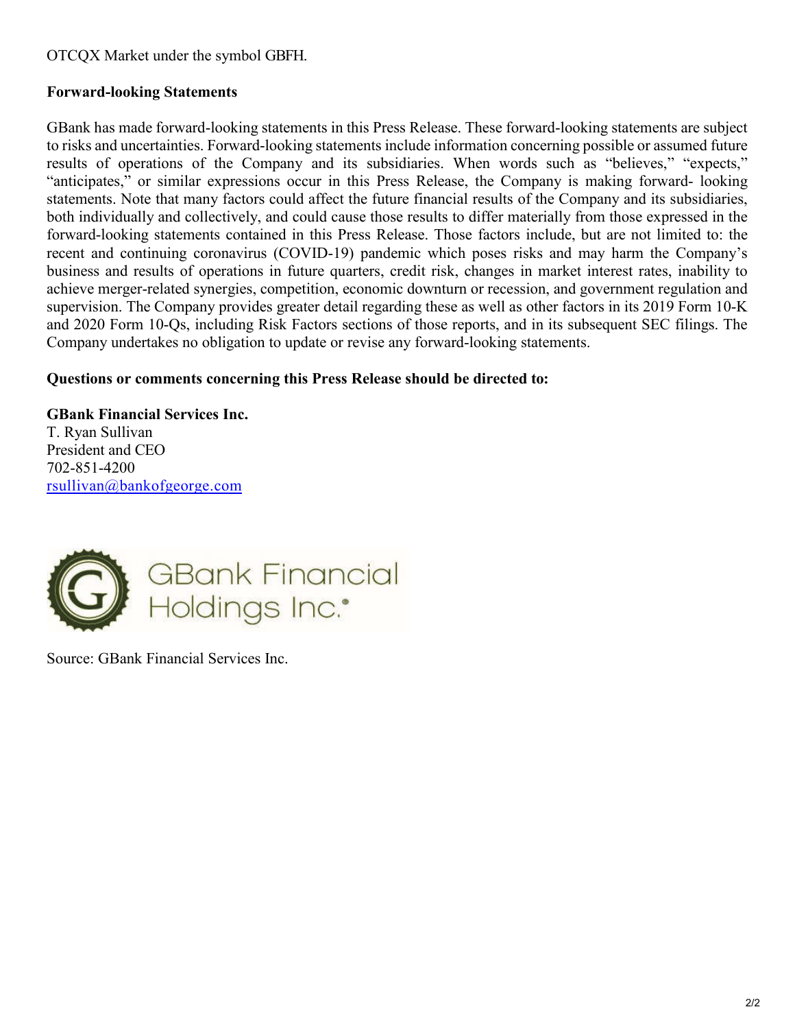OTCQX Market under the symbol GBFH.

**Forward-looking Statements**

GBank has made forward-looking statements in this Press Release. These forward-looking statements are subject to risks and uncertainties. Forward-looking statements include information concerning possible or assumed future results of operations of the Company and its subsidiaries. When words such as "believes," "expects," "anticipates," or similar expressions occur in this Press Release, the Company is making forward- looking statements. Note that many factors could affect the future financial results of the Company and its subsidiaries, both individually and collectively, and could cause those results to differ materially from those expressed in the forward-looking statements contained in this Press Release. Those factors include, but are not limited to: the recent and continuing coronavirus (COVID-19) pandemic which poses risks and may harm the Company's business and results of operations in future quarters, credit risk, changes in market interest rates, inability to achieve merger-related synergies, competition, economic downturn or recession, and government regulation and supervision. The Company provides greater detail regarding these as well as other factors in its 2019 Form 10-K and 2020 Form 10-Qs, including Risk Factors sections of those reports, and in its subsequent SEC filings. The Company undertakes no obligation to update or revise any forward-looking statements.

**Questions or comments concerning this Press Release should be directed to:**

**GBank Financial Services Inc.**
T. Ryan Sullivan
President and CEO
702-851-4200
rsullivan@bankofgeorge.com

GBank Financial Holdings Inc.®

Source: GBank Financial Services Inc.